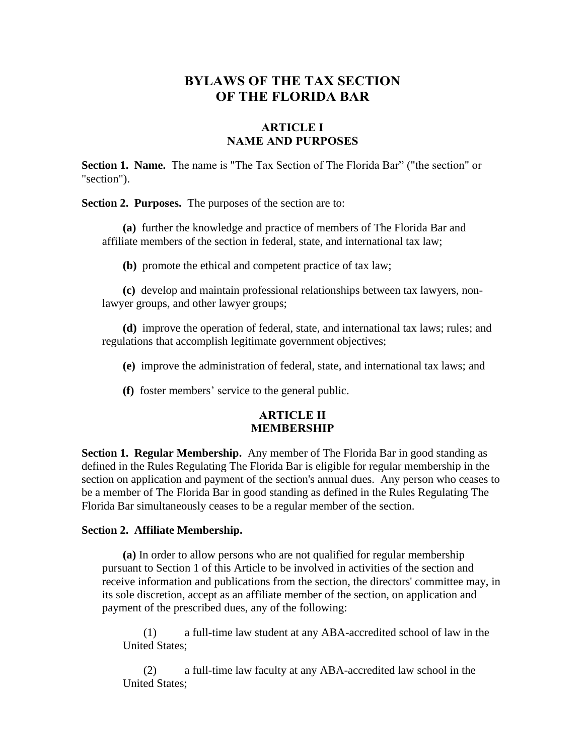# BYLAWS OF THE TAX SECTION OF THE FLORIDA BAR

## ARTICLE I
## NAME AND PURPOSES

**Section 1. Name.** The name is "The Tax Section of The Florida Bar" ("the section" or "section").

**Section 2. Purposes.** The purposes of the section are to:

**(a)** further the knowledge and practice of members of The Florida Bar and affiliate members of the section in federal, state, and international tax law;

**(b)** promote the ethical and competent practice of tax law;

**(c)** develop and maintain professional relationships between tax lawyers, non-lawyer groups, and other lawyer groups;

**(d)** improve the operation of federal, state, and international tax laws; rules; and regulations that accomplish legitimate government objectives;

**(e)** improve the administration of federal, state, and international tax laws; and

**(f)** foster members' service to the general public.

## ARTICLE II
## MEMBERSHIP

**Section 1. Regular Membership.** Any member of The Florida Bar in good standing as defined in the Rules Regulating The Florida Bar is eligible for regular membership in the section on application and payment of the section's annual dues. Any person who ceases to be a member of The Florida Bar in good standing as defined in the Rules Regulating The Florida Bar simultaneously ceases to be a regular member of the section.

**Section 2. Affiliate Membership.**

**(a)** In order to allow persons who are not qualified for regular membership pursuant to Section 1 of this Article to be involved in activities of the section and receive information and publications from the section, the directors' committee may, in its sole discretion, accept as an affiliate member of the section, on application and payment of the prescribed dues, any of the following:

(1) a full-time law student at any ABA-accredited school of law in the United States;

(2) a full-time law faculty at any ABA-accredited law school in the United States;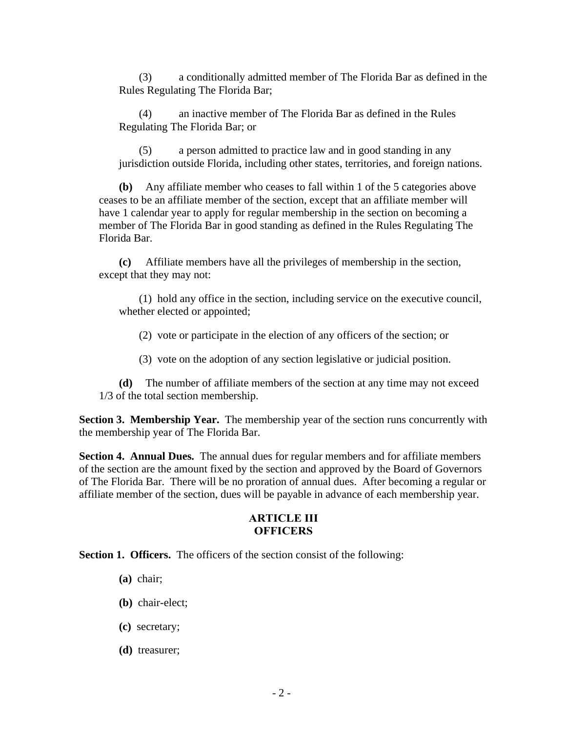(3) a conditionally admitted member of The Florida Bar as defined in the Rules Regulating The Florida Bar;

(4) an inactive member of The Florida Bar as defined in the Rules Regulating The Florida Bar; or

(5) a person admitted to practice law and in good standing in any jurisdiction outside Florida, including other states, territories, and foreign nations.

**(b)** Any affiliate member who ceases to fall within 1 of the 5 categories above ceases to be an affiliate member of the section, except that an affiliate member will have 1 calendar year to apply for regular membership in the section on becoming a member of The Florida Bar in good standing as defined in the Rules Regulating The Florida Bar.

**(c)** Affiliate members have all the privileges of membership in the section, except that they may not:

(1) hold any office in the section, including service on the executive council, whether elected or appointed;

(2) vote or participate in the election of any officers of the section; or

(3) vote on the adoption of any section legislative or judicial position.

**(d)** The number of affiliate members of the section at any time may not exceed 1/3 of the total section membership.

**Section 3. Membership Year.** The membership year of the section runs concurrently with the membership year of The Florida Bar.

**Section 4. Annual Dues.** The annual dues for regular members and for affiliate members of the section are the amount fixed by the section and approved by the Board of Governors of The Florida Bar. There will be no proration of annual dues. After becoming a regular or affiliate member of the section, dues will be payable in advance of each membership year.

## ARTICLE III
## OFFICERS

**Section 1. Officers.** The officers of the section consist of the following:

**(a)** chair;

**(b)** chair-elect;

**(c)** secretary;

**(d)** treasurer;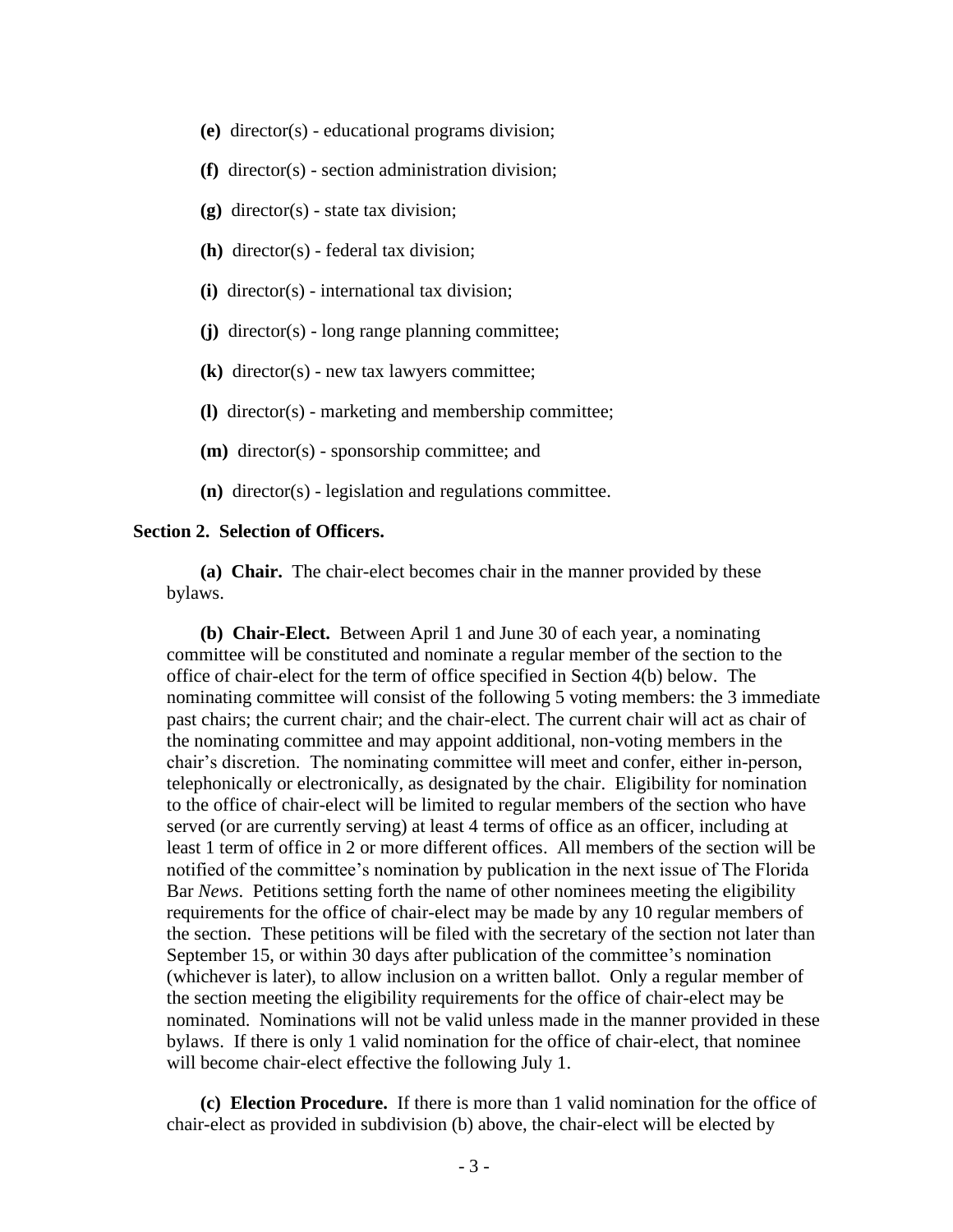**(e)** director(s) - educational programs division;

**(f)** director(s) - section administration division;

**(g)** director(s) - state tax division;

**(h)** director(s) - federal tax division;

**(i)** director(s) - international tax division;

**(j)** director(s) - long range planning committee;

**(k)** director(s) - new tax lawyers committee;

**(l)** director(s) - marketing and membership committee;

**(m)** director(s) - sponsorship committee; and

**(n)** director(s) - legislation and regulations committee.

**Section 2. Selection of Officers.**

**(a) Chair.** The chair-elect becomes chair in the manner provided by these bylaws.

**(b) Chair-Elect.** Between April 1 and June 30 of each year, a nominating committee will be constituted and nominate a regular member of the section to the office of chair-elect for the term of office specified in Section 4(b) below. The nominating committee will consist of the following 5 voting members: the 3 immediate past chairs; the current chair; and the chair-elect. The current chair will act as chair of the nominating committee and may appoint additional, non-voting members in the chair's discretion. The nominating committee will meet and confer, either in-person, telephonically or electronically, as designated by the chair. Eligibility for nomination to the office of chair-elect will be limited to regular members of the section who have served (or are currently serving) at least 4 terms of office as an officer, including at least 1 term of office in 2 or more different offices. All members of the section will be notified of the committee's nomination by publication in the next issue of The Florida Bar *News*. Petitions setting forth the name of other nominees meeting the eligibility requirements for the office of chair-elect may be made by any 10 regular members of the section. These petitions will be filed with the secretary of the section not later than September 15, or within 30 days after publication of the committee's nomination (whichever is later), to allow inclusion on a written ballot. Only a regular member of the section meeting the eligibility requirements for the office of chair-elect may be nominated. Nominations will not be valid unless made in the manner provided in these bylaws. If there is only 1 valid nomination for the office of chair-elect, that nominee will become chair-elect effective the following July 1.

**(c) Election Procedure.** If there is more than 1 valid nomination for the office of chair-elect as provided in subdivision (b) above, the chair-elect will be elected by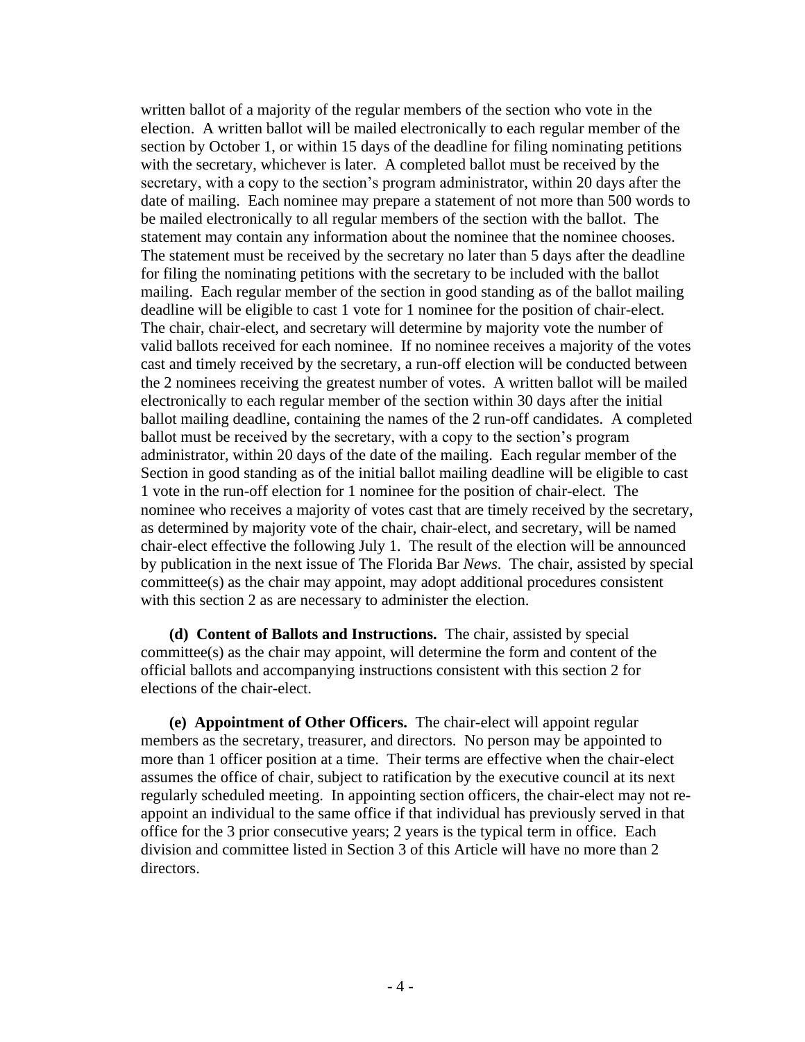written ballot of a majority of the regular members of the section who vote in the election. A written ballot will be mailed electronically to each regular member of the section by October 1, or within 15 days of the deadline for filing nominating petitions with the secretary, whichever is later. A completed ballot must be received by the secretary, with a copy to the section's program administrator, within 20 days after the date of mailing. Each nominee may prepare a statement of not more than 500 words to be mailed electronically to all regular members of the section with the ballot. The statement may contain any information about the nominee that the nominee chooses. The statement must be received by the secretary no later than 5 days after the deadline for filing the nominating petitions with the secretary to be included with the ballot mailing. Each regular member of the section in good standing as of the ballot mailing deadline will be eligible to cast 1 vote for 1 nominee for the position of chair-elect. The chair, chair-elect, and secretary will determine by majority vote the number of valid ballots received for each nominee. If no nominee receives a majority of the votes cast and timely received by the secretary, a run-off election will be conducted between the 2 nominees receiving the greatest number of votes. A written ballot will be mailed electronically to each regular member of the section within 30 days after the initial ballot mailing deadline, containing the names of the 2 run-off candidates. A completed ballot must be received by the secretary, with a copy to the section's program administrator, within 20 days of the date of the mailing. Each regular member of the Section in good standing as of the initial ballot mailing deadline will be eligible to cast 1 vote in the run-off election for 1 nominee for the position of chair-elect. The nominee who receives a majority of votes cast that are timely received by the secretary, as determined by majority vote of the chair, chair-elect, and secretary, will be named chair-elect effective the following July 1. The result of the election will be announced by publication in the next issue of The Florida Bar *News*. The chair, assisted by special committee(s) as the chair may appoint, may adopt additional procedures consistent with this section 2 as are necessary to administer the election.

**(d) Content of Ballots and Instructions.** The chair, assisted by special committee(s) as the chair may appoint, will determine the form and content of the official ballots and accompanying instructions consistent with this section 2 for elections of the chair-elect.

**(e) Appointment of Other Officers.** The chair-elect will appoint regular members as the secretary, treasurer, and directors. No person may be appointed to more than 1 officer position at a time. Their terms are effective when the chair-elect assumes the office of chair, subject to ratification by the executive council at its next regularly scheduled meeting. In appointing section officers, the chair-elect may not re-appoint an individual to the same office if that individual has previously served in that office for the 3 prior consecutive years; 2 years is the typical term in office. Each division and committee listed in Section 3 of this Article will have no more than 2 directors.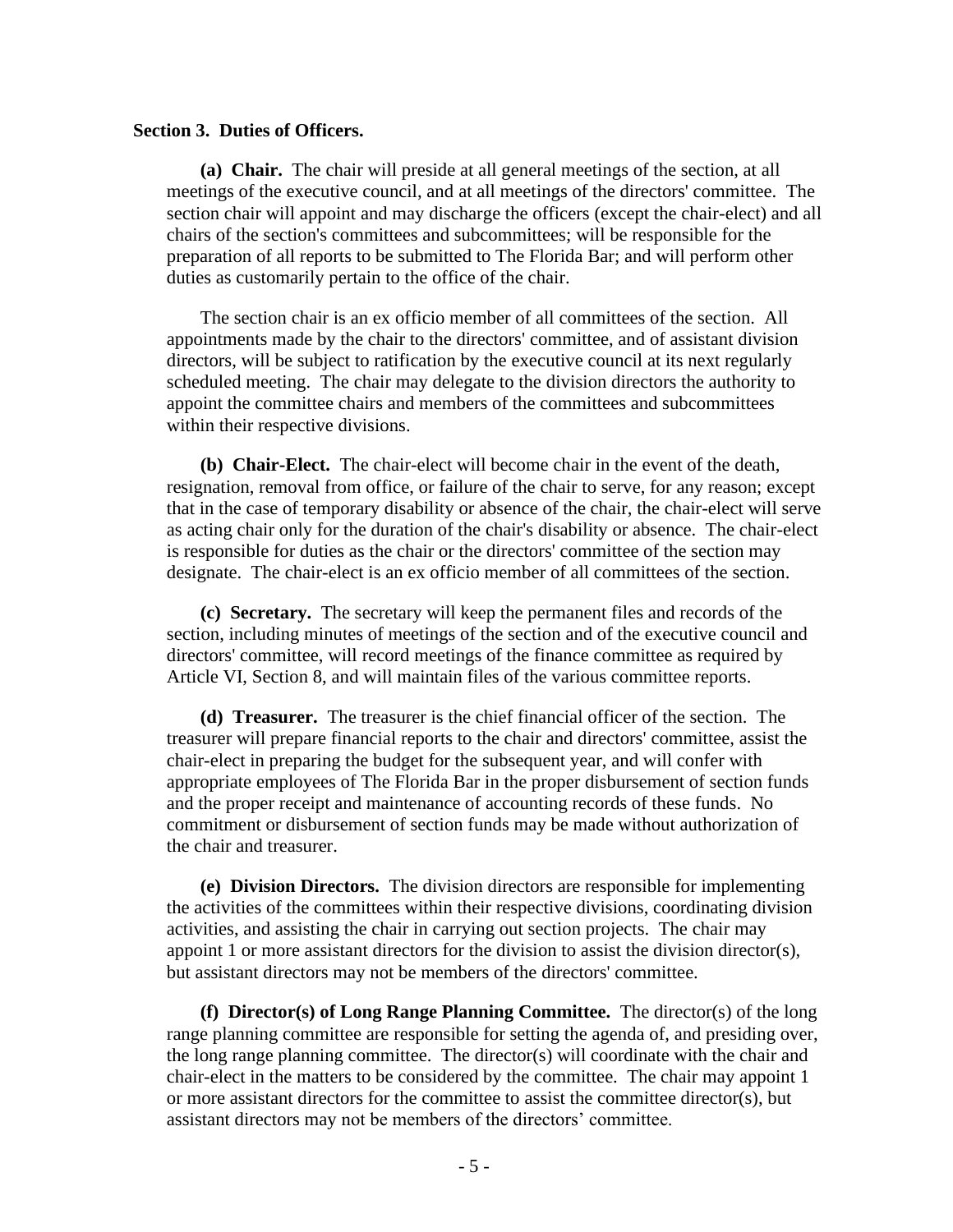**Section 3. Duties of Officers.**

**(a) Chair.** The chair will preside at all general meetings of the section, at all meetings of the executive council, and at all meetings of the directors' committee. The section chair will appoint and may discharge the officers (except the chair-elect) and all chairs of the section's committees and subcommittees; will be responsible for the preparation of all reports to be submitted to The Florida Bar; and will perform other duties as customarily pertain to the office of the chair.

The section chair is an ex officio member of all committees of the section. All appointments made by the chair to the directors' committee, and of assistant division directors, will be subject to ratification by the executive council at its next regularly scheduled meeting. The chair may delegate to the division directors the authority to appoint the committee chairs and members of the committees and subcommittees within their respective divisions.

**(b) Chair-Elect.** The chair-elect will become chair in the event of the death, resignation, removal from office, or failure of the chair to serve, for any reason; except that in the case of temporary disability or absence of the chair, the chair-elect will serve as acting chair only for the duration of the chair's disability or absence. The chair-elect is responsible for duties as the chair or the directors' committee of the section may designate. The chair-elect is an ex officio member of all committees of the section.

**(c) Secretary.** The secretary will keep the permanent files and records of the section, including minutes of meetings of the section and of the executive council and directors' committee, will record meetings of the finance committee as required by Article VI, Section 8, and will maintain files of the various committee reports.

**(d) Treasurer.** The treasurer is the chief financial officer of the section. The treasurer will prepare financial reports to the chair and directors' committee, assist the chair-elect in preparing the budget for the subsequent year, and will confer with appropriate employees of The Florida Bar in the proper disbursement of section funds and the proper receipt and maintenance of accounting records of these funds. No commitment or disbursement of section funds may be made without authorization of the chair and treasurer.

**(e) Division Directors.** The division directors are responsible for implementing the activities of the committees within their respective divisions, coordinating division activities, and assisting the chair in carrying out section projects. The chair may appoint 1 or more assistant directors for the division to assist the division director(s), but assistant directors may not be members of the directors' committee.

**(f) Director(s) of Long Range Planning Committee.** The director(s) of the long range planning committee are responsible for setting the agenda of, and presiding over, the long range planning committee. The director(s) will coordinate with the chair and chair-elect in the matters to be considered by the committee. The chair may appoint 1 or more assistant directors for the committee to assist the committee director(s), but assistant directors may not be members of the directors' committee.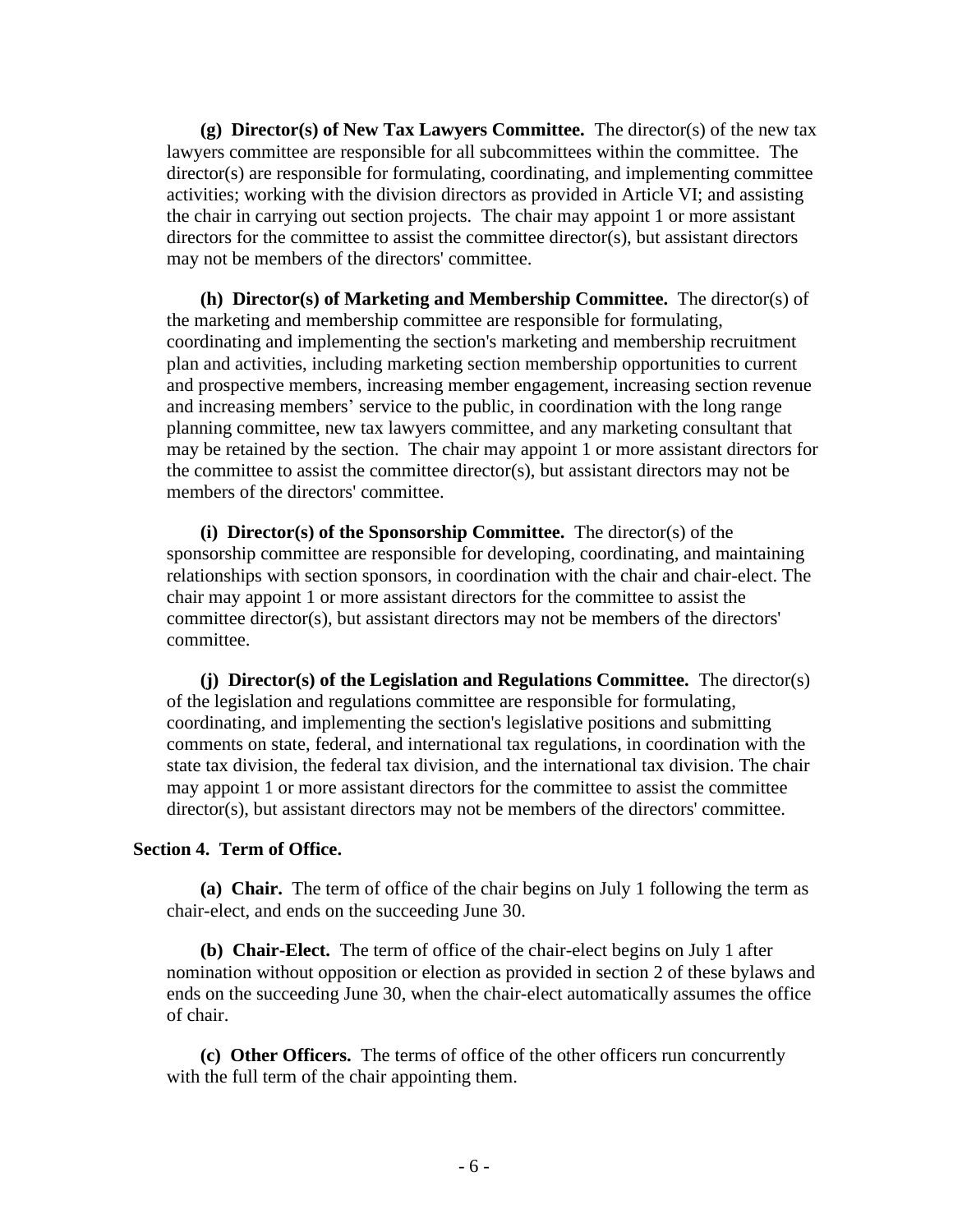**(g) Director(s) of New Tax Lawyers Committee.** The director(s) of the new tax lawyers committee are responsible for all subcommittees within the committee. The director(s) are responsible for formulating, coordinating, and implementing committee activities; working with the division directors as provided in Article VI; and assisting the chair in carrying out section projects. The chair may appoint 1 or more assistant directors for the committee to assist the committee director(s), but assistant directors may not be members of the directors' committee.

**(h) Director(s) of Marketing and Membership Committee.** The director(s) of the marketing and membership committee are responsible for formulating, coordinating and implementing the section's marketing and membership recruitment plan and activities, including marketing section membership opportunities to current and prospective members, increasing member engagement, increasing section revenue and increasing members' service to the public, in coordination with the long range planning committee, new tax lawyers committee, and any marketing consultant that may be retained by the section. The chair may appoint 1 or more assistant directors for the committee to assist the committee director(s), but assistant directors may not be members of the directors' committee.

**(i) Director(s) of the Sponsorship Committee.** The director(s) of the sponsorship committee are responsible for developing, coordinating, and maintaining relationships with section sponsors, in coordination with the chair and chair-elect. The chair may appoint 1 or more assistant directors for the committee to assist the committee director(s), but assistant directors may not be members of the directors' committee.

**(j) Director(s) of the Legislation and Regulations Committee.** The director(s) of the legislation and regulations committee are responsible for formulating, coordinating, and implementing the section's legislative positions and submitting comments on state, federal, and international tax regulations, in coordination with the state tax division, the federal tax division, and the international tax division. The chair may appoint 1 or more assistant directors for the committee to assist the committee director(s), but assistant directors may not be members of the directors' committee.

**Section 4. Term of Office.**

**(a) Chair.** The term of office of the chair begins on July 1 following the term as chair-elect, and ends on the succeeding June 30.

**(b) Chair-Elect.** The term of office of the chair-elect begins on July 1 after nomination without opposition or election as provided in section 2 of these bylaws and ends on the succeeding June 30, when the chair-elect automatically assumes the office of chair.

**(c) Other Officers.** The terms of office of the other officers run concurrently with the full term of the chair appointing them.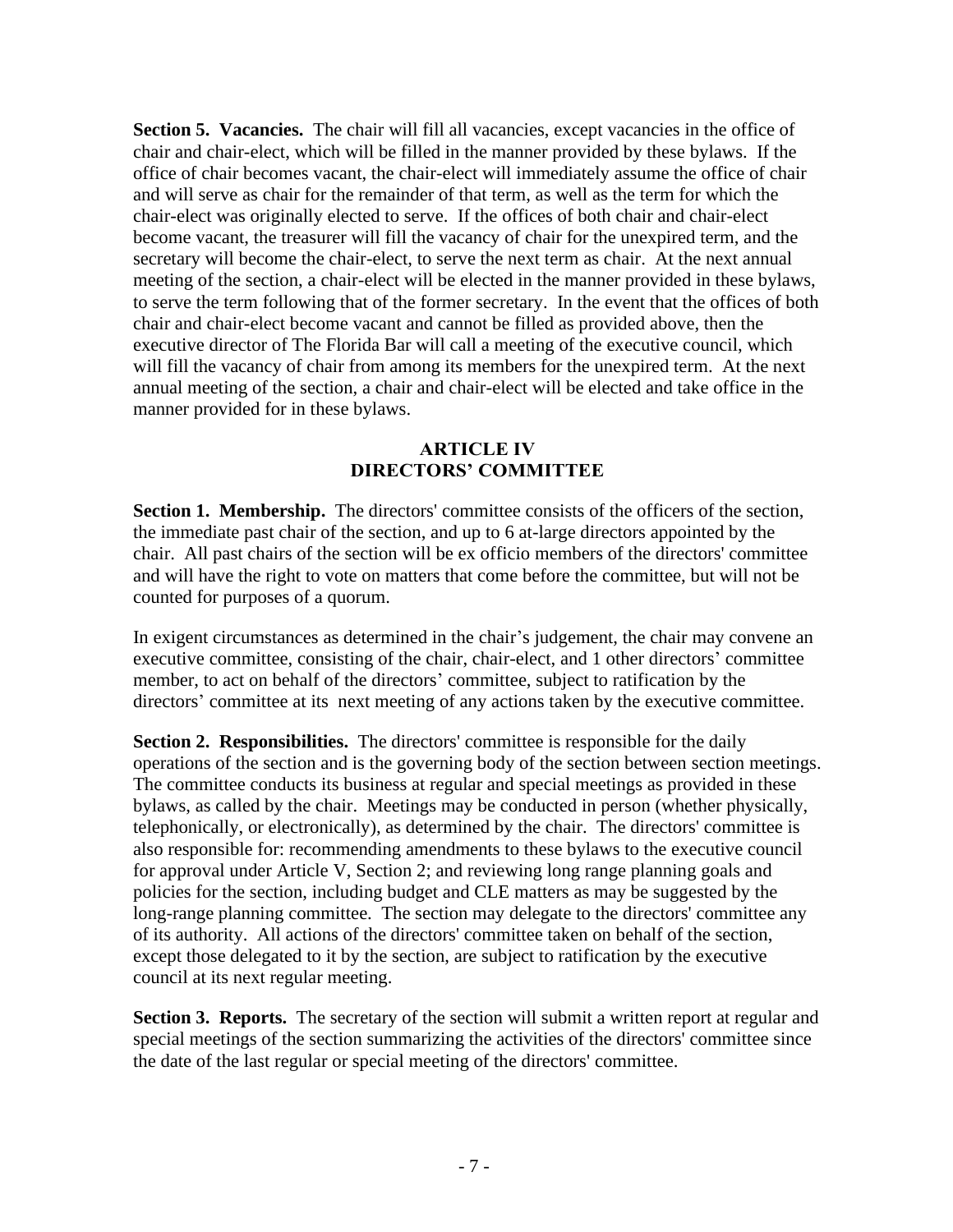**Section 5. Vacancies.** The chair will fill all vacancies, except vacancies in the office of chair and chair-elect, which will be filled in the manner provided by these bylaws. If the office of chair becomes vacant, the chair-elect will immediately assume the office of chair and will serve as chair for the remainder of that term, as well as the term for which the chair-elect was originally elected to serve. If the offices of both chair and chair-elect become vacant, the treasurer will fill the vacancy of chair for the unexpired term, and the secretary will become the chair-elect, to serve the next term as chair. At the next annual meeting of the section, a chair-elect will be elected in the manner provided in these bylaws, to serve the term following that of the former secretary. In the event that the offices of both chair and chair-elect become vacant and cannot be filled as provided above, then the executive director of The Florida Bar will call a meeting of the executive council, which will fill the vacancy of chair from among its members for the unexpired term. At the next annual meeting of the section, a chair and chair-elect will be elected and take office in the manner provided for in these bylaws.

## ARTICLE IV
## DIRECTORS' COMMITTEE

**Section 1. Membership.** The directors' committee consists of the officers of the section, the immediate past chair of the section, and up to 6 at-large directors appointed by the chair. All past chairs of the section will be ex officio members of the directors' committee and will have the right to vote on matters that come before the committee, but will not be counted for purposes of a quorum.

In exigent circumstances as determined in the chair's judgement, the chair may convene an executive committee, consisting of the chair, chair-elect, and 1 other directors' committee member, to act on behalf of the directors' committee, subject to ratification by the directors' committee at its next meeting of any actions taken by the executive committee.

**Section 2. Responsibilities.** The directors' committee is responsible for the daily operations of the section and is the governing body of the section between section meetings. The committee conducts its business at regular and special meetings as provided in these bylaws, as called by the chair. Meetings may be conducted in person (whether physically, telephonically, or electronically), as determined by the chair. The directors' committee is also responsible for: recommending amendments to these bylaws to the executive council for approval under Article V, Section 2; and reviewing long range planning goals and policies for the section, including budget and CLE matters as may be suggested by the long-range planning committee. The section may delegate to the directors' committee any of its authority. All actions of the directors' committee taken on behalf of the section, except those delegated to it by the section, are subject to ratification by the executive council at its next regular meeting.

**Section 3. Reports.** The secretary of the section will submit a written report at regular and special meetings of the section summarizing the activities of the directors' committee since the date of the last regular or special meeting of the directors' committee.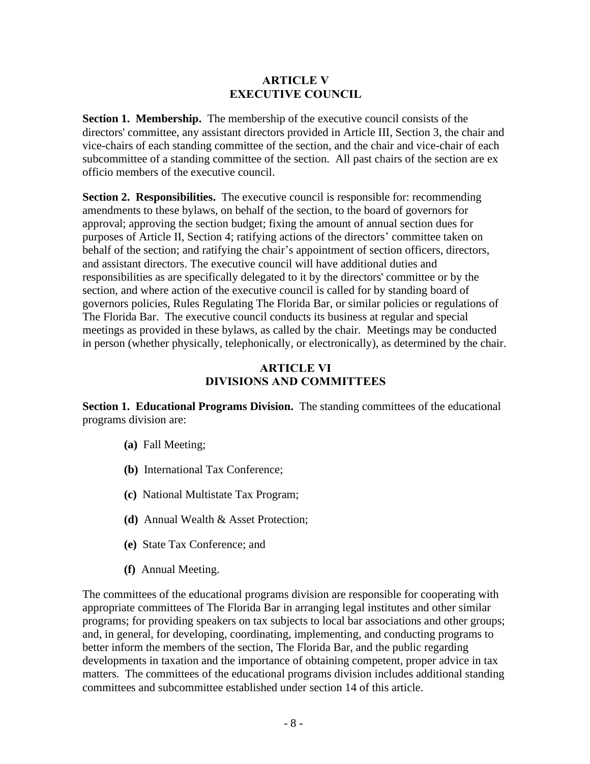# ARTICLE V
# EXECUTIVE COUNCIL

**Section 1. Membership.** The membership of the executive council consists of the directors' committee, any assistant directors provided in Article III, Section 3, the chair and vice-chairs of each standing committee of the section, and the chair and vice-chair of each subcommittee of a standing committee of the section. All past chairs of the section are ex officio members of the executive council.

**Section 2. Responsibilities.** The executive council is responsible for: recommending amendments to these bylaws, on behalf of the section, to the board of governors for approval; approving the section budget; fixing the amount of annual section dues for purposes of Article II, Section 4; ratifying actions of the directors' committee taken on behalf of the section; and ratifying the chair's appointment of section officers, directors, and assistant directors. The executive council will have additional duties and responsibilities as are specifically delegated to it by the directors' committee or by the section, and where action of the executive council is called for by standing board of governors policies, Rules Regulating The Florida Bar, or similar policies or regulations of The Florida Bar. The executive council conducts its business at regular and special meetings as provided in these bylaws, as called by the chair. Meetings may be conducted in person (whether physically, telephonically, or electronically), as determined by the chair.

# ARTICLE VI
# DIVISIONS AND COMMITTEES

**Section 1. Educational Programs Division.** The standing committees of the educational programs division are:

**(a)** Fall Meeting;

**(b)** International Tax Conference;

**(c)** National Multistate Tax Program;

**(d)** Annual Wealth & Asset Protection;

**(e)** State Tax Conference; and

**(f)** Annual Meeting.

The committees of the educational programs division are responsible for cooperating with appropriate committees of The Florida Bar in arranging legal institutes and other similar programs; for providing speakers on tax subjects to local bar associations and other groups; and, in general, for developing, coordinating, implementing, and conducting programs to better inform the members of the section, The Florida Bar, and the public regarding developments in taxation and the importance of obtaining competent, proper advice in tax matters. The committees of the educational programs division includes additional standing committees and subcommittee established under section 14 of this article.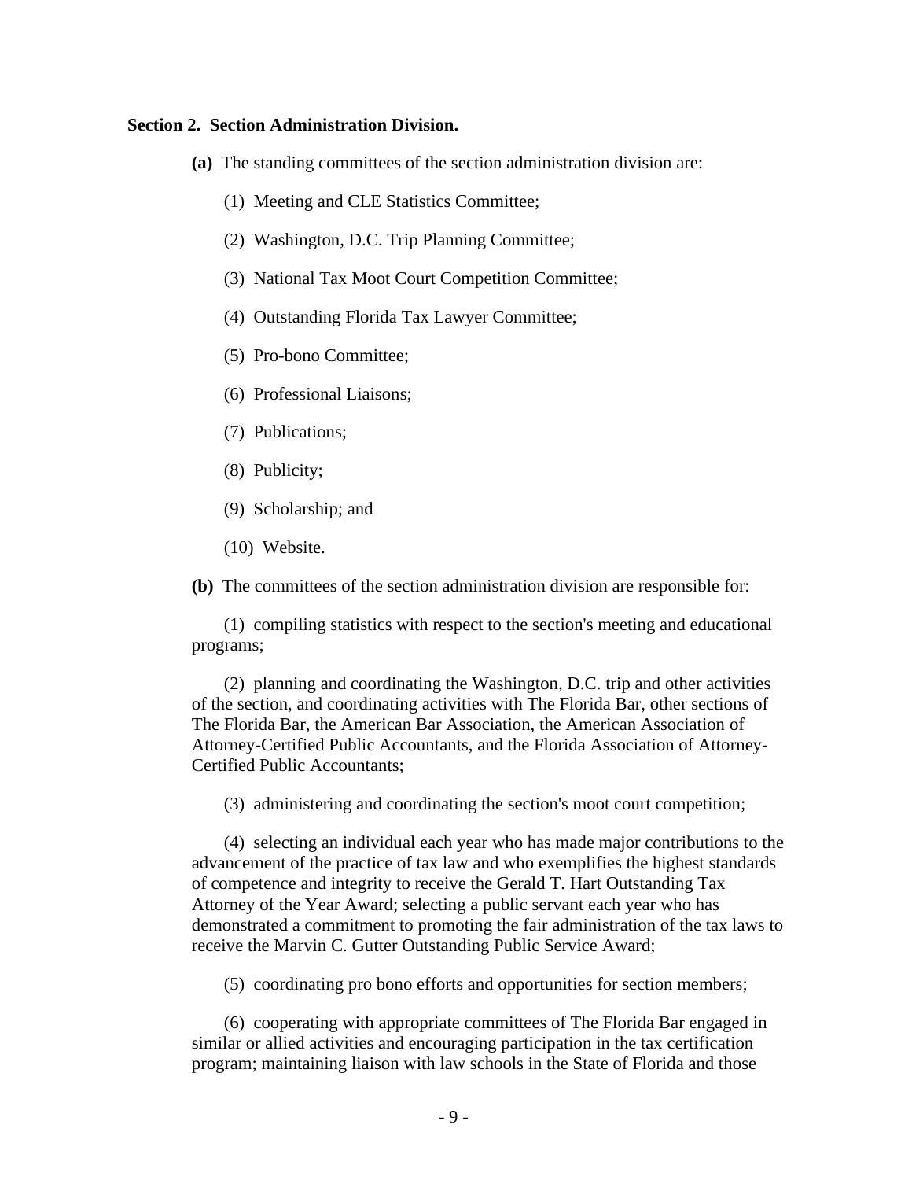**Section 2. Section Administration Division.**

**(a)** The standing committees of the section administration division are:

(1) Meeting and CLE Statistics Committee;

(2) Washington, D.C. Trip Planning Committee;

(3) National Tax Moot Court Competition Committee;

(4) Outstanding Florida Tax Lawyer Committee;

(5) Pro-bono Committee;

(6) Professional Liaisons;

(7) Publications;

(8) Publicity;

(9) Scholarship; and

(10) Website.

**(b)** The committees of the section administration division are responsible for:

(1) compiling statistics with respect to the section's meeting and educational programs;

(2) planning and coordinating the Washington, D.C. trip and other activities of the section, and coordinating activities with The Florida Bar, other sections of The Florida Bar, the American Bar Association, the American Association of Attorney-Certified Public Accountants, and the Florida Association of Attorney-Certified Public Accountants;

(3) administering and coordinating the section's moot court competition;

(4) selecting an individual each year who has made major contributions to the advancement of the practice of tax law and who exemplifies the highest standards of competence and integrity to receive the Gerald T. Hart Outstanding Tax Attorney of the Year Award; selecting a public servant each year who has demonstrated a commitment to promoting the fair administration of the tax laws to receive the Marvin C. Gutter Outstanding Public Service Award;

(5) coordinating pro bono efforts and opportunities for section members;

(6) cooperating with appropriate committees of The Florida Bar engaged in similar or allied activities and encouraging participation in the tax certification program; maintaining liaison with law schools in the State of Florida and those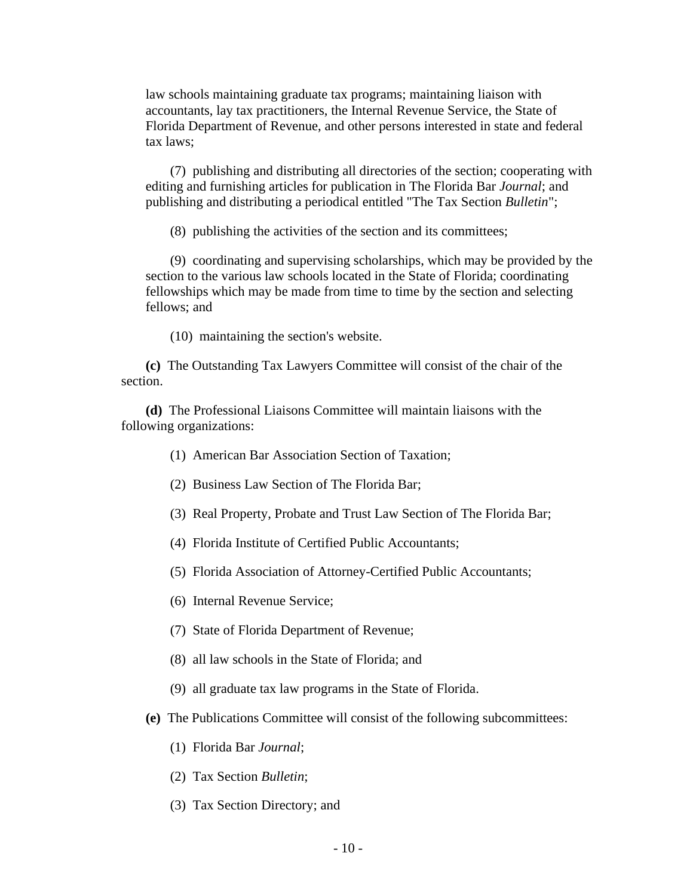law schools maintaining graduate tax programs; maintaining liaison with accountants, lay tax practitioners, the Internal Revenue Service, the State of Florida Department of Revenue, and other persons interested in state and federal tax laws;

(7) publishing and distributing all directories of the section; cooperating with editing and furnishing articles for publication in The Florida Bar *Journal*; and publishing and distributing a periodical entitled "The Tax Section *Bulletin*";

(8) publishing the activities of the section and its committees;

(9) coordinating and supervising scholarships, which may be provided by the section to the various law schools located in the State of Florida; coordinating fellowships which may be made from time to time by the section and selecting fellows; and

(10) maintaining the section's website.

**(c)** The Outstanding Tax Lawyers Committee will consist of the chair of the section.

**(d)** The Professional Liaisons Committee will maintain liaisons with the following organizations:

(1) American Bar Association Section of Taxation;

(2) Business Law Section of The Florida Bar;

(3) Real Property, Probate and Trust Law Section of The Florida Bar;

(4) Florida Institute of Certified Public Accountants;

(5) Florida Association of Attorney-Certified Public Accountants;

(6) Internal Revenue Service;

(7) State of Florida Department of Revenue;

(8) all law schools in the State of Florida; and

(9) all graduate tax law programs in the State of Florida.

**(e)** The Publications Committee will consist of the following subcommittees:

(1) Florida Bar *Journal*;

(2) Tax Section *Bulletin*;

(3) Tax Section Directory; and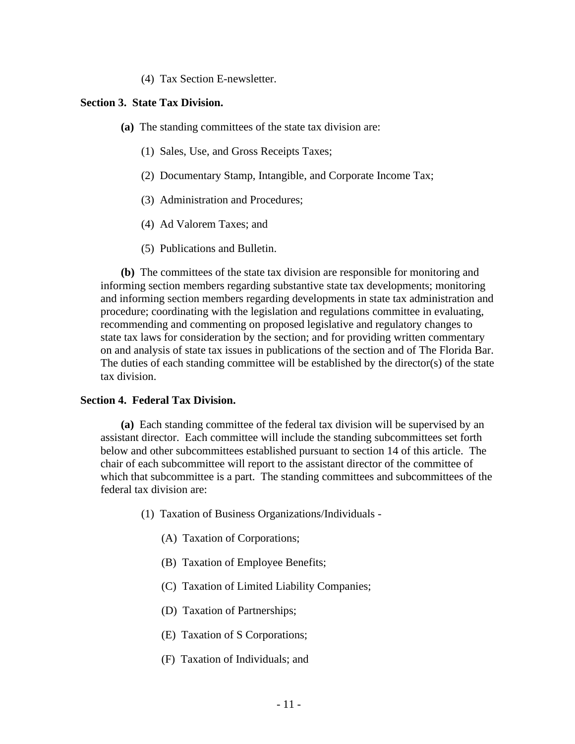(4) Tax Section E-newsletter.

**Section 3. State Tax Division.**

**(a)** The standing committees of the state tax division are:

(1) Sales, Use, and Gross Receipts Taxes;

(2) Documentary Stamp, Intangible, and Corporate Income Tax;

(3) Administration and Procedures;

(4) Ad Valorem Taxes; and

(5) Publications and Bulletin.

**(b)** The committees of the state tax division are responsible for monitoring and informing section members regarding substantive state tax developments; monitoring and informing section members regarding developments in state tax administration and procedure; coordinating with the legislation and regulations committee in evaluating, recommending and commenting on proposed legislative and regulatory changes to state tax laws for consideration by the section; and for providing written commentary on and analysis of state tax issues in publications of the section and of The Florida Bar. The duties of each standing committee will be established by the director(s) of the state tax division.

**Section 4. Federal Tax Division.**

**(a)** Each standing committee of the federal tax division will be supervised by an assistant director. Each committee will include the standing subcommittees set forth below and other subcommittees established pursuant to section 14 of this article. The chair of each subcommittee will report to the assistant director of the committee of which that subcommittee is a part. The standing committees and subcommittees of the federal tax division are:

(1) Taxation of Business Organizations/Individuals -

(A) Taxation of Corporations;

(B) Taxation of Employee Benefits;

(C) Taxation of Limited Liability Companies;

(D) Taxation of Partnerships;

(E) Taxation of S Corporations;

(F) Taxation of Individuals; and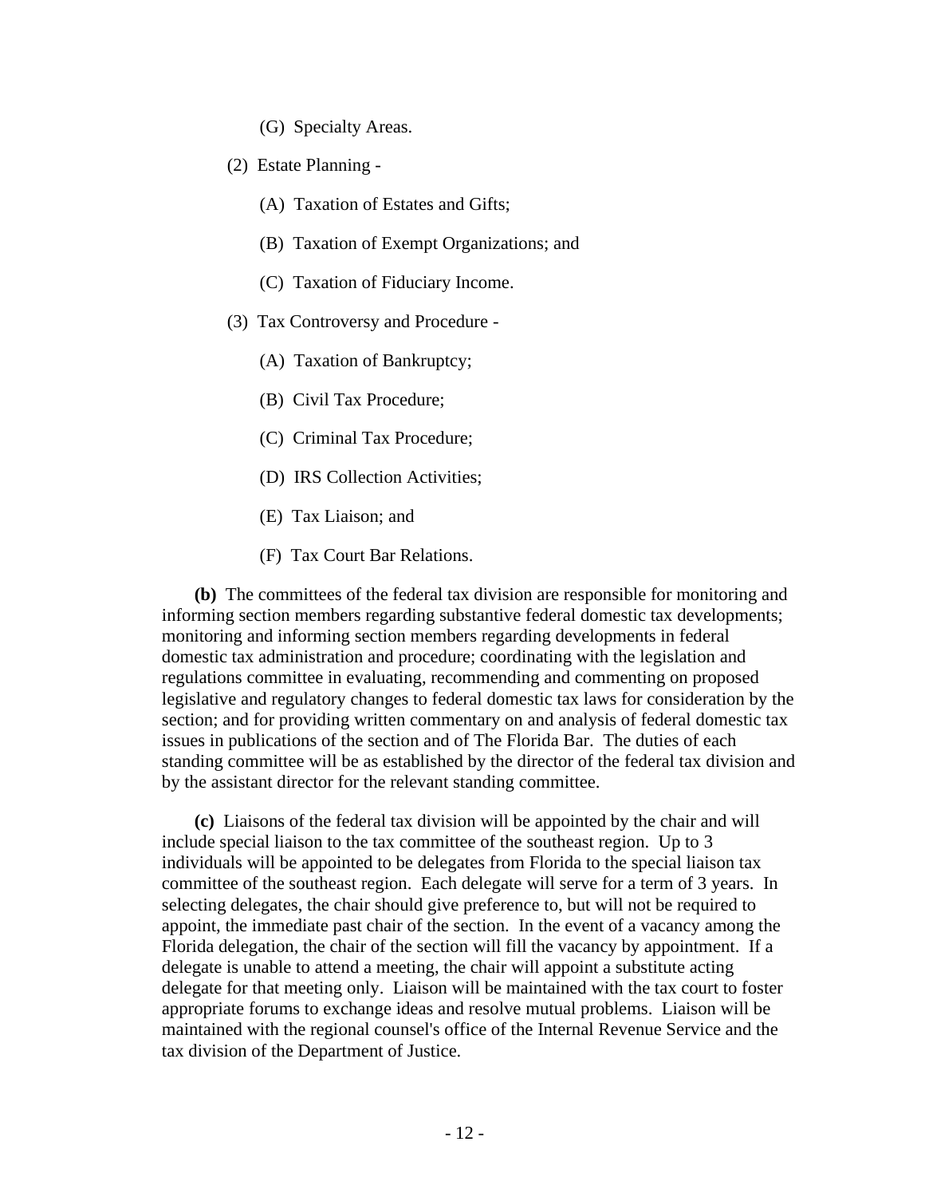(G) Specialty Areas.

(2) Estate Planning -

(A) Taxation of Estates and Gifts;

(B) Taxation of Exempt Organizations; and

(C) Taxation of Fiduciary Income.

(3) Tax Controversy and Procedure -

(A) Taxation of Bankruptcy;

(B) Civil Tax Procedure;

(C) Criminal Tax Procedure;

(D) IRS Collection Activities;

(E) Tax Liaison; and

(F) Tax Court Bar Relations.

**(b)** The committees of the federal tax division are responsible for monitoring and informing section members regarding substantive federal domestic tax developments; monitoring and informing section members regarding developments in federal domestic tax administration and procedure; coordinating with the legislation and regulations committee in evaluating, recommending and commenting on proposed legislative and regulatory changes to federal domestic tax laws for consideration by the section; and for providing written commentary on and analysis of federal domestic tax issues in publications of the section and of The Florida Bar. The duties of each standing committee will be as established by the director of the federal tax division and by the assistant director for the relevant standing committee.

**(c)** Liaisons of the federal tax division will be appointed by the chair and will include special liaison to the tax committee of the southeast region. Up to 3 individuals will be appointed to be delegates from Florida to the special liaison tax committee of the southeast region. Each delegate will serve for a term of 3 years. In selecting delegates, the chair should give preference to, but will not be required to appoint, the immediate past chair of the section. In the event of a vacancy among the Florida delegation, the chair of the section will fill the vacancy by appointment. If a delegate is unable to attend a meeting, the chair will appoint a substitute acting delegate for that meeting only. Liaison will be maintained with the tax court to foster appropriate forums to exchange ideas and resolve mutual problems. Liaison will be maintained with the regional counsel's office of the Internal Revenue Service and the tax division of the Department of Justice.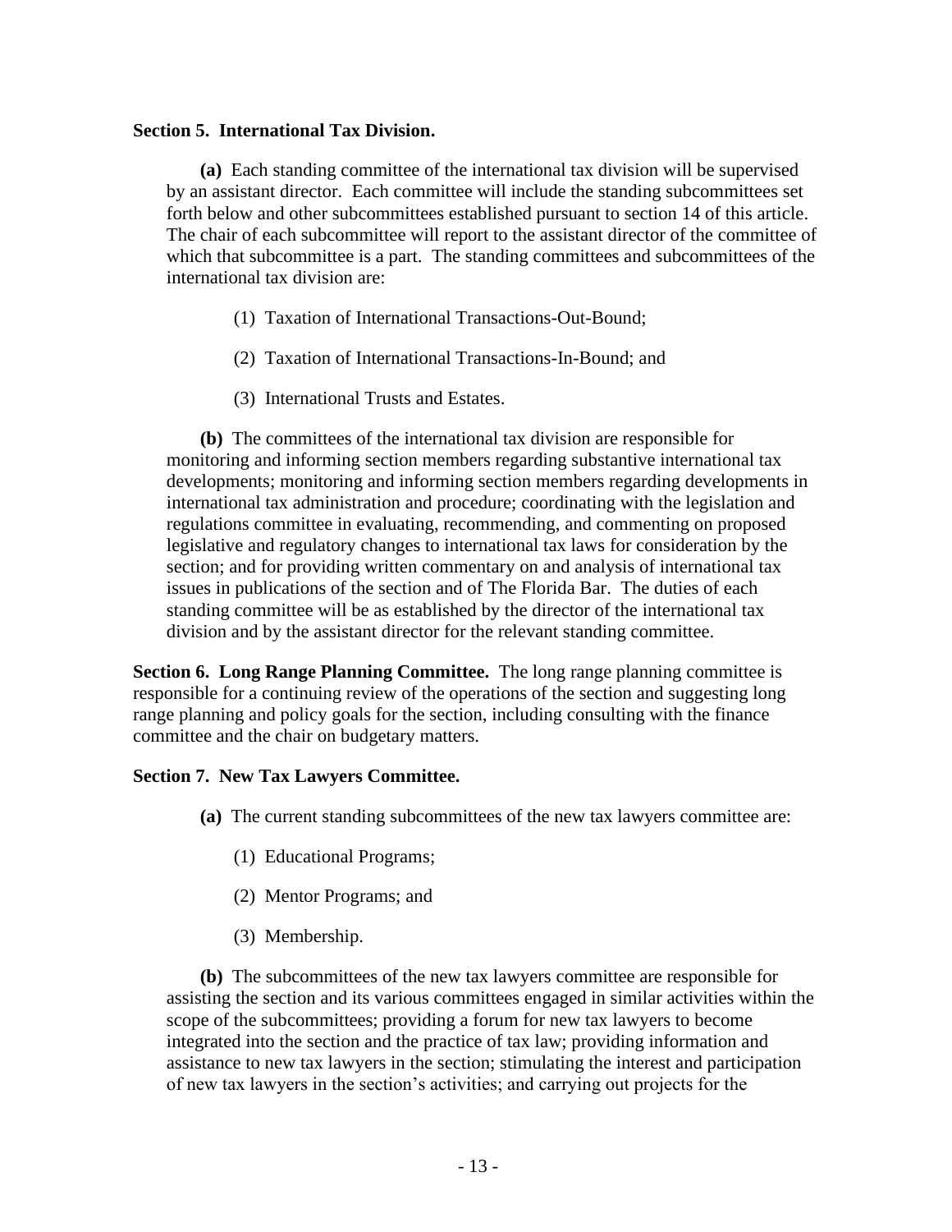**Section 5. International Tax Division.**

**(a)** Each standing committee of the international tax division will be supervised by an assistant director. Each committee will include the standing subcommittees set forth below and other subcommittees established pursuant to section 14 of this article. The chair of each subcommittee will report to the assistant director of the committee of which that subcommittee is a part. The standing committees and subcommittees of the international tax division are:

(1) Taxation of International Transactions-Out-Bound;

(2) Taxation of International Transactions-In-Bound; and

(3) International Trusts and Estates.

**(b)** The committees of the international tax division are responsible for monitoring and informing section members regarding substantive international tax developments; monitoring and informing section members regarding developments in international tax administration and procedure; coordinating with the legislation and regulations committee in evaluating, recommending, and commenting on proposed legislative and regulatory changes to international tax laws for consideration by the section; and for providing written commentary on and analysis of international tax issues in publications of the section and of The Florida Bar. The duties of each standing committee will be as established by the director of the international tax division and by the assistant director for the relevant standing committee.

**Section 6. Long Range Planning Committee.** The long range planning committee is responsible for a continuing review of the operations of the section and suggesting long range planning and policy goals for the section, including consulting with the finance committee and the chair on budgetary matters.

**Section 7. New Tax Lawyers Committee.**

**(a)** The current standing subcommittees of the new tax lawyers committee are:

(1) Educational Programs;

(2) Mentor Programs; and

(3) Membership.

**(b)** The subcommittees of the new tax lawyers committee are responsible for assisting the section and its various committees engaged in similar activities within the scope of the subcommittees; providing a forum for new tax lawyers to become integrated into the section and the practice of tax law; providing information and assistance to new tax lawyers in the section; stimulating the interest and participation of new tax lawyers in the section's activities; and carrying out projects for the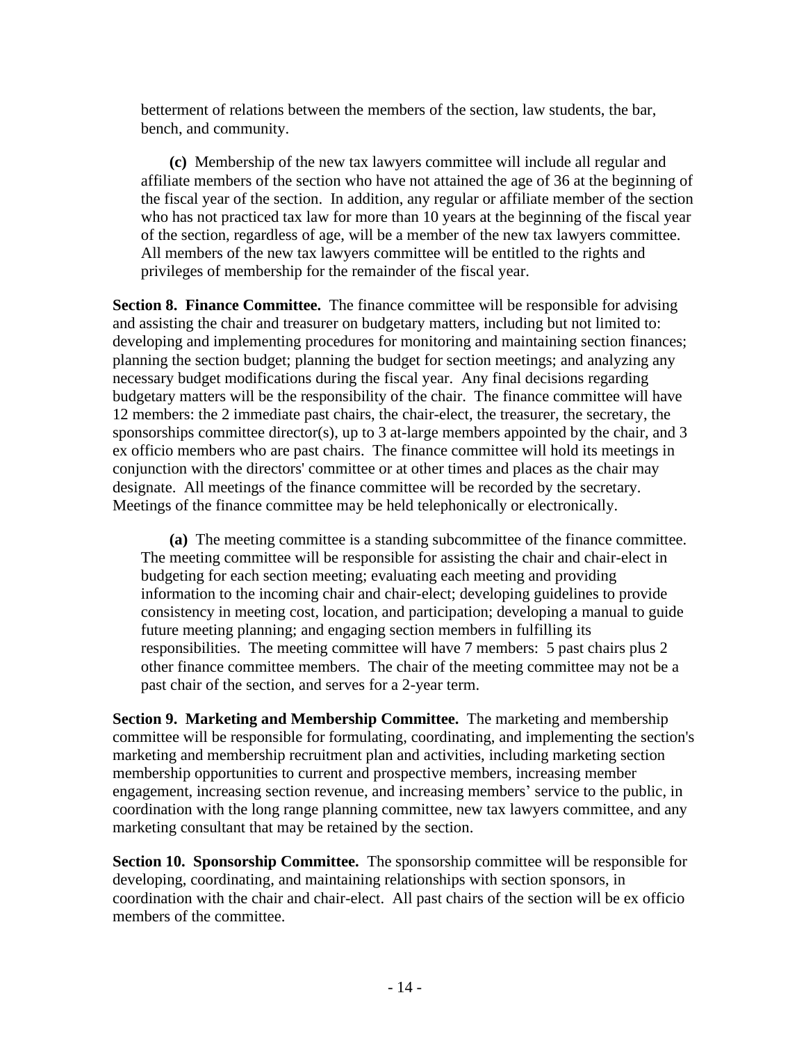betterment of relations between the members of the section, law students, the bar, bench, and community.

**(c)** Membership of the new tax lawyers committee will include all regular and affiliate members of the section who have not attained the age of 36 at the beginning of the fiscal year of the section. In addition, any regular or affiliate member of the section who has not practiced tax law for more than 10 years at the beginning of the fiscal year of the section, regardless of age, will be a member of the new tax lawyers committee. All members of the new tax lawyers committee will be entitled to the rights and privileges of membership for the remainder of the fiscal year.

**Section 8. Finance Committee.** The finance committee will be responsible for advising and assisting the chair and treasurer on budgetary matters, including but not limited to: developing and implementing procedures for monitoring and maintaining section finances; planning the section budget; planning the budget for section meetings; and analyzing any necessary budget modifications during the fiscal year. Any final decisions regarding budgetary matters will be the responsibility of the chair. The finance committee will have 12 members: the 2 immediate past chairs, the chair-elect, the treasurer, the secretary, the sponsorships committee director(s), up to 3 at-large members appointed by the chair, and 3 ex officio members who are past chairs. The finance committee will hold its meetings in conjunction with the directors' committee or at other times and places as the chair may designate. All meetings of the finance committee will be recorded by the secretary. Meetings of the finance committee may be held telephonically or electronically.

**(a)** The meeting committee is a standing subcommittee of the finance committee. The meeting committee will be responsible for assisting the chair and chair-elect in budgeting for each section meeting; evaluating each meeting and providing information to the incoming chair and chair-elect; developing guidelines to provide consistency in meeting cost, location, and participation; developing a manual to guide future meeting planning; and engaging section members in fulfilling its responsibilities. The meeting committee will have 7 members: 5 past chairs plus 2 other finance committee members. The chair of the meeting committee may not be a past chair of the section, and serves for a 2-year term.

**Section 9. Marketing and Membership Committee.** The marketing and membership committee will be responsible for formulating, coordinating, and implementing the section's marketing and membership recruitment plan and activities, including marketing section membership opportunities to current and prospective members, increasing member engagement, increasing section revenue, and increasing members' service to the public, in coordination with the long range planning committee, new tax lawyers committee, and any marketing consultant that may be retained by the section.

**Section 10. Sponsorship Committee.** The sponsorship committee will be responsible for developing, coordinating, and maintaining relationships with section sponsors, in coordination with the chair and chair-elect. All past chairs of the section will be ex officio members of the committee.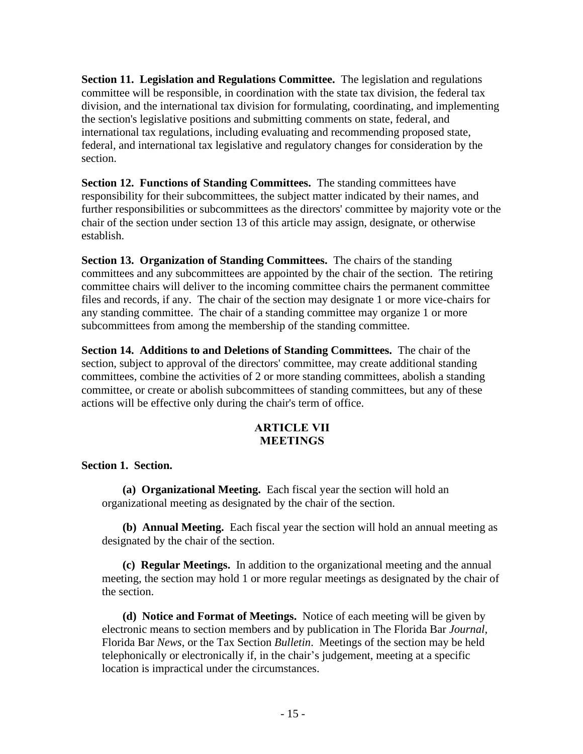**Section 11. Legislation and Regulations Committee.** The legislation and regulations committee will be responsible, in coordination with the state tax division, the federal tax division, and the international tax division for formulating, coordinating, and implementing the section's legislative positions and submitting comments on state, federal, and international tax regulations, including evaluating and recommending proposed state, federal, and international tax legislative and regulatory changes for consideration by the section.

**Section 12. Functions of Standing Committees.** The standing committees have responsibility for their subcommittees, the subject matter indicated by their names, and further responsibilities or subcommittees as the directors' committee by majority vote or the chair of the section under section 13 of this article may assign, designate, or otherwise establish.

**Section 13. Organization of Standing Committees.** The chairs of the standing committees and any subcommittees are appointed by the chair of the section. The retiring committee chairs will deliver to the incoming committee chairs the permanent committee files and records, if any. The chair of the section may designate 1 or more vice-chairs for any standing committee. The chair of a standing committee may organize 1 or more subcommittees from among the membership of the standing committee.

**Section 14. Additions to and Deletions of Standing Committees.** The chair of the section, subject to approval of the directors' committee, may create additional standing committees, combine the activities of 2 or more standing committees, abolish a standing committee, or create or abolish subcommittees of standing committees, but any of these actions will be effective only during the chair's term of office.

## ARTICLE VII
## MEETINGS

**Section 1. Section.**

**(a) Organizational Meeting.** Each fiscal year the section will hold an organizational meeting as designated by the chair of the section.

**(b) Annual Meeting.** Each fiscal year the section will hold an annual meeting as designated by the chair of the section.

**(c) Regular Meetings.** In addition to the organizational meeting and the annual meeting, the section may hold 1 or more regular meetings as designated by the chair of the section.

**(d) Notice and Format of Meetings.** Notice of each meeting will be given by electronic means to section members and by publication in The Florida Bar *Journal*, Florida Bar *News*, or the Tax Section *Bulletin*. Meetings of the section may be held telephonically or electronically if, in the chair's judgement, meeting at a specific location is impractical under the circumstances.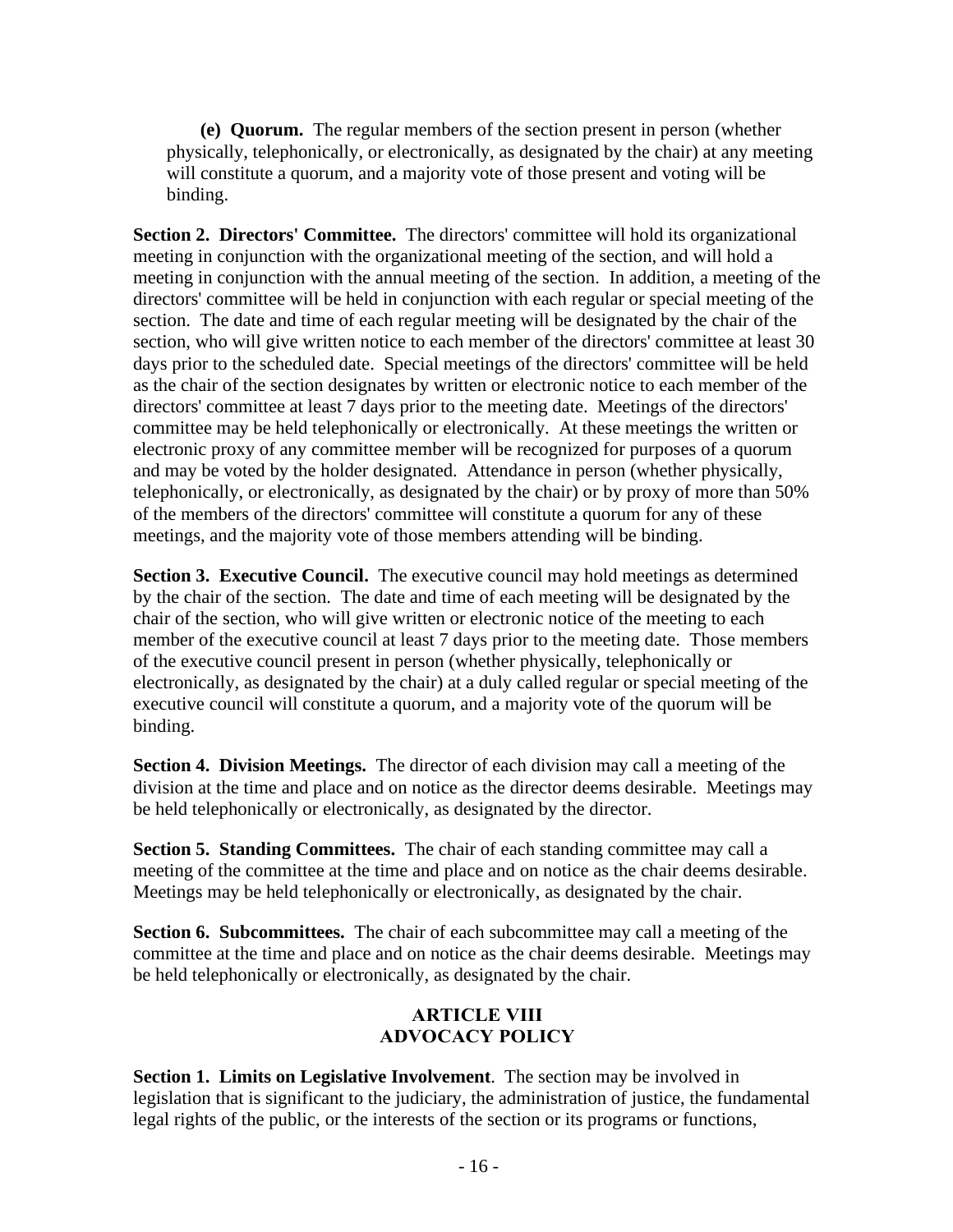**(e) Quorum.** The regular members of the section present in person (whether physically, telephonically, or electronically, as designated by the chair) at any meeting will constitute a quorum, and a majority vote of those present and voting will be binding.

**Section 2. Directors' Committee.** The directors' committee will hold its organizational meeting in conjunction with the organizational meeting of the section, and will hold a meeting in conjunction with the annual meeting of the section. In addition, a meeting of the directors' committee will be held in conjunction with each regular or special meeting of the section. The date and time of each regular meeting will be designated by the chair of the section, who will give written notice to each member of the directors' committee at least 30 days prior to the scheduled date. Special meetings of the directors' committee will be held as the chair of the section designates by written or electronic notice to each member of the directors' committee at least 7 days prior to the meeting date. Meetings of the directors' committee may be held telephonically or electronically. At these meetings the written or electronic proxy of any committee member will be recognized for purposes of a quorum and may be voted by the holder designated. Attendance in person (whether physically, telephonically, or electronically, as designated by the chair) or by proxy of more than 50% of the members of the directors' committee will constitute a quorum for any of these meetings, and the majority vote of those members attending will be binding.

**Section 3. Executive Council.** The executive council may hold meetings as determined by the chair of the section. The date and time of each meeting will be designated by the chair of the section, who will give written or electronic notice of the meeting to each member of the executive council at least 7 days prior to the meeting date. Those members of the executive council present in person (whether physically, telephonically or electronically, as designated by the chair) at a duly called regular or special meeting of the executive council will constitute a quorum, and a majority vote of the quorum will be binding.

**Section 4. Division Meetings.** The director of each division may call a meeting of the division at the time and place and on notice as the director deems desirable. Meetings may be held telephonically or electronically, as designated by the director.

**Section 5. Standing Committees.** The chair of each standing committee may call a meeting of the committee at the time and place and on notice as the chair deems desirable. Meetings may be held telephonically or electronically, as designated by the chair.

**Section 6. Subcommittees.** The chair of each subcommittee may call a meeting of the committee at the time and place and on notice as the chair deems desirable. Meetings may be held telephonically or electronically, as designated by the chair.

## ARTICLE VIII
## ADVOCACY POLICY

**Section 1. Limits on Legislative Involvement**. The section may be involved in legislation that is significant to the judiciary, the administration of justice, the fundamental legal rights of the public, or the interests of the section or its programs or functions,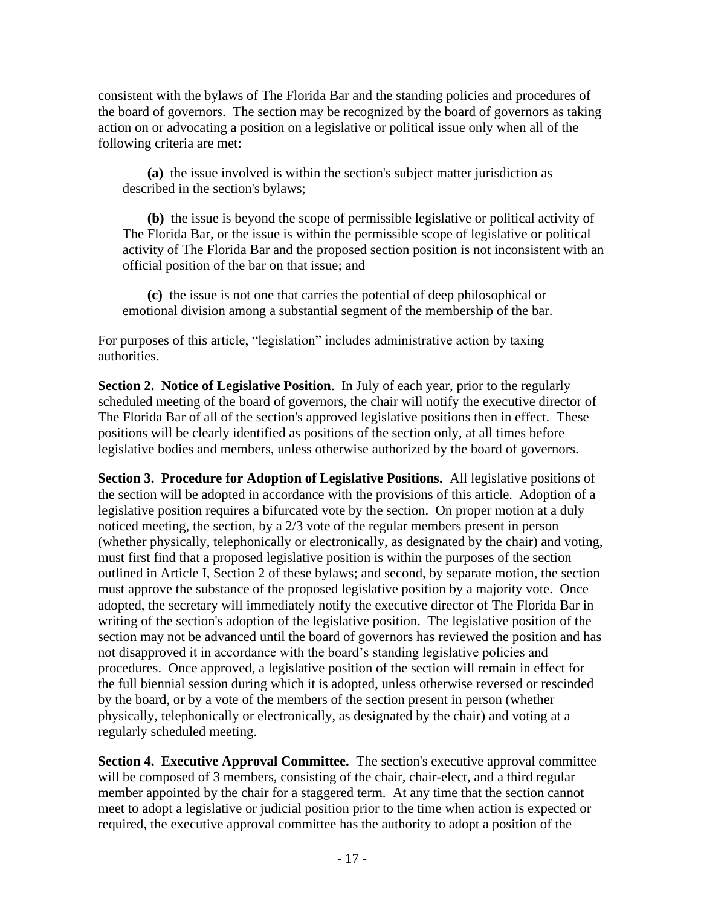consistent with the bylaws of The Florida Bar and the standing policies and procedures of the board of governors. The section may be recognized by the board of governors as taking action on or advocating a position on a legislative or political issue only when all of the following criteria are met:

**(a)** the issue involved is within the section's subject matter jurisdiction as described in the section's bylaws;

**(b)** the issue is beyond the scope of permissible legislative or political activity of The Florida Bar, or the issue is within the permissible scope of legislative or political activity of The Florida Bar and the proposed section position is not inconsistent with an official position of the bar on that issue; and

**(c)** the issue is not one that carries the potential of deep philosophical or emotional division among a substantial segment of the membership of the bar.

For purposes of this article, "legislation" includes administrative action by taxing authorities.

**Section 2. Notice of Legislative Position**. In July of each year, prior to the regularly scheduled meeting of the board of governors, the chair will notify the executive director of The Florida Bar of all of the section's approved legislative positions then in effect. These positions will be clearly identified as positions of the section only, at all times before legislative bodies and members, unless otherwise authorized by the board of governors.

**Section 3. Procedure for Adoption of Legislative Positions.** All legislative positions of the section will be adopted in accordance with the provisions of this article. Adoption of a legislative position requires a bifurcated vote by the section. On proper motion at a duly noticed meeting, the section, by a 2/3 vote of the regular members present in person (whether physically, telephonically or electronically, as designated by the chair) and voting, must first find that a proposed legislative position is within the purposes of the section outlined in Article I, Section 2 of these bylaws; and second, by separate motion, the section must approve the substance of the proposed legislative position by a majority vote. Once adopted, the secretary will immediately notify the executive director of The Florida Bar in writing of the section's adoption of the legislative position. The legislative position of the section may not be advanced until the board of governors has reviewed the position and has not disapproved it in accordance with the board's standing legislative policies and procedures. Once approved, a legislative position of the section will remain in effect for the full biennial session during which it is adopted, unless otherwise reversed or rescinded by the board, or by a vote of the members of the section present in person (whether physically, telephonically or electronically, as designated by the chair) and voting at a regularly scheduled meeting.

**Section 4. Executive Approval Committee.** The section's executive approval committee will be composed of 3 members, consisting of the chair, chair-elect, and a third regular member appointed by the chair for a staggered term. At any time that the section cannot meet to adopt a legislative or judicial position prior to the time when action is expected or required, the executive approval committee has the authority to adopt a position of the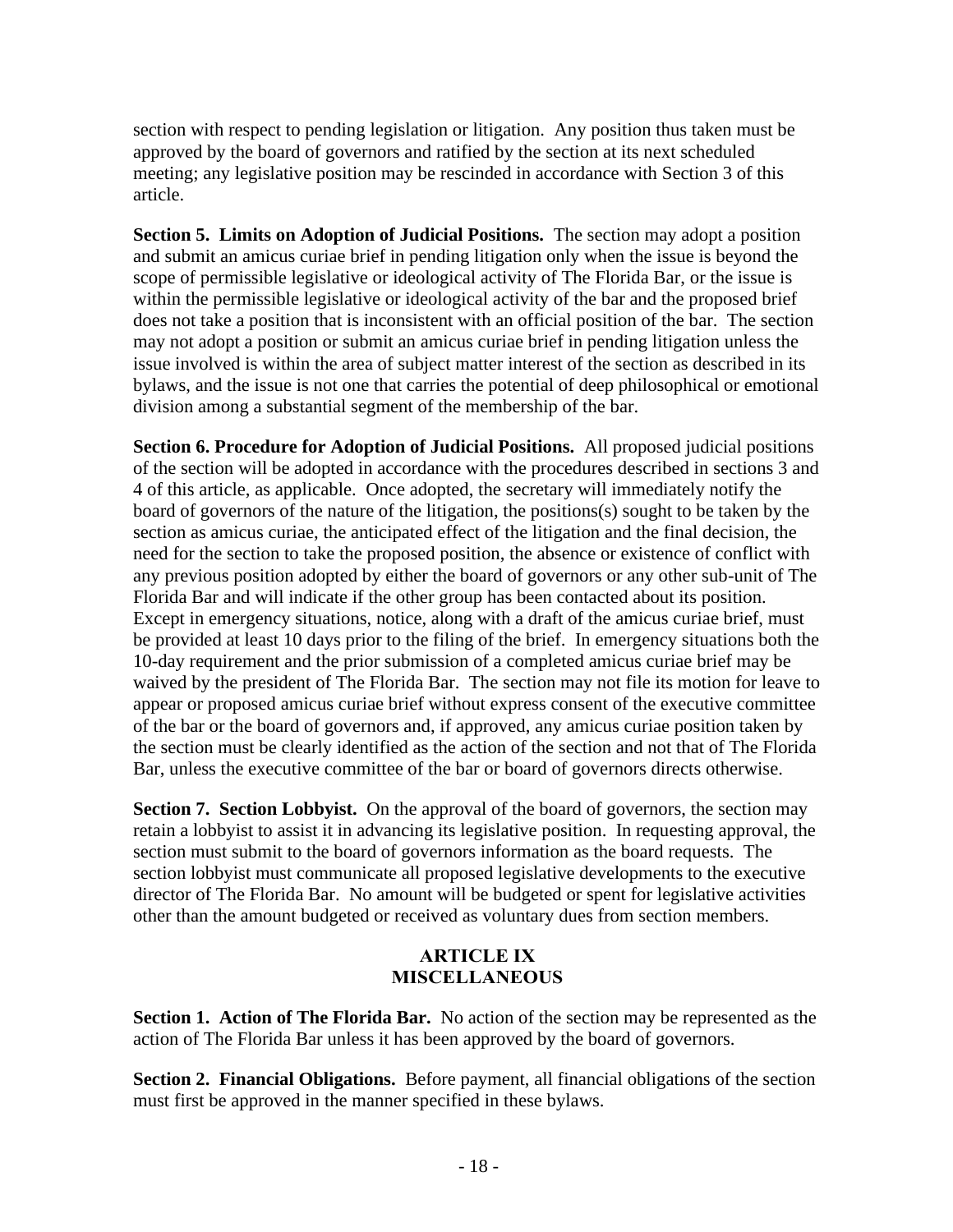section with respect to pending legislation or litigation. Any position thus taken must be approved by the board of governors and ratified by the section at its next scheduled meeting; any legislative position may be rescinded in accordance with Section 3 of this article.

**Section 5. Limits on Adoption of Judicial Positions.** The section may adopt a position and submit an amicus curiae brief in pending litigation only when the issue is beyond the scope of permissible legislative or ideological activity of The Florida Bar, or the issue is within the permissible legislative or ideological activity of the bar and the proposed brief does not take a position that is inconsistent with an official position of the bar. The section may not adopt a position or submit an amicus curiae brief in pending litigation unless the issue involved is within the area of subject matter interest of the section as described in its bylaws, and the issue is not one that carries the potential of deep philosophical or emotional division among a substantial segment of the membership of the bar.

**Section 6. Procedure for Adoption of Judicial Positions.** All proposed judicial positions of the section will be adopted in accordance with the procedures described in sections 3 and 4 of this article, as applicable. Once adopted, the secretary will immediately notify the board of governors of the nature of the litigation, the positions(s) sought to be taken by the section as amicus curiae, the anticipated effect of the litigation and the final decision, the need for the section to take the proposed position, the absence or existence of conflict with any previous position adopted by either the board of governors or any other sub-unit of The Florida Bar and will indicate if the other group has been contacted about its position. Except in emergency situations, notice, along with a draft of the amicus curiae brief, must be provided at least 10 days prior to the filing of the brief. In emergency situations both the 10-day requirement and the prior submission of a completed amicus curiae brief may be waived by the president of The Florida Bar. The section may not file its motion for leave to appear or proposed amicus curiae brief without express consent of the executive committee of the bar or the board of governors and, if approved, any amicus curiae position taken by the section must be clearly identified as the action of the section and not that of The Florida Bar, unless the executive committee of the bar or board of governors directs otherwise.

**Section 7. Section Lobbyist.** On the approval of the board of governors, the section may retain a lobbyist to assist it in advancing its legislative position. In requesting approval, the section must submit to the board of governors information as the board requests. The section lobbyist must communicate all proposed legislative developments to the executive director of The Florida Bar. No amount will be budgeted or spent for legislative activities other than the amount budgeted or received as voluntary dues from section members.

## ARTICLE IX
## MISCELLANEOUS

**Section 1. Action of The Florida Bar.** No action of the section may be represented as the action of The Florida Bar unless it has been approved by the board of governors.

**Section 2. Financial Obligations.** Before payment, all financial obligations of the section must first be approved in the manner specified in these bylaws.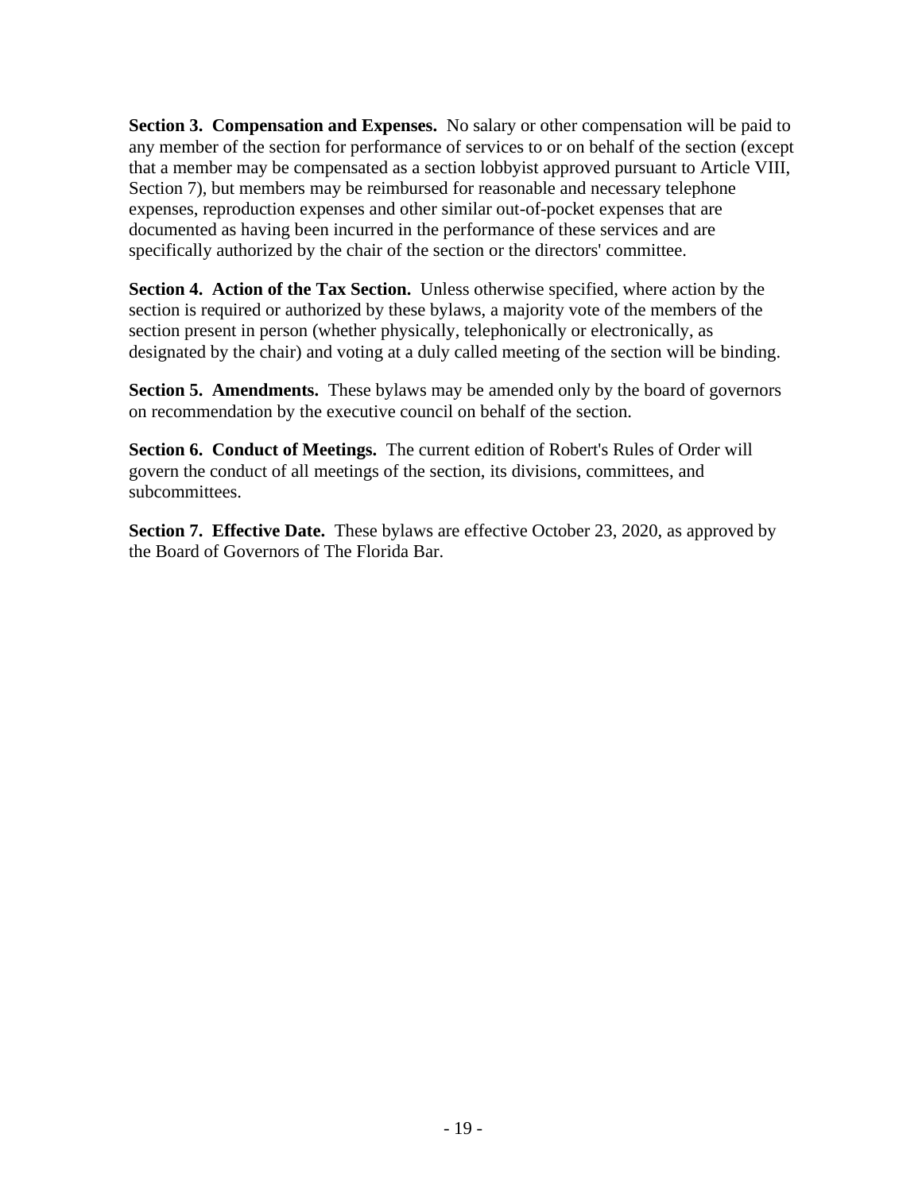**Section 3. Compensation and Expenses.** No salary or other compensation will be paid to any member of the section for performance of services to or on behalf of the section (except that a member may be compensated as a section lobbyist approved pursuant to Article VIII, Section 7), but members may be reimbursed for reasonable and necessary telephone expenses, reproduction expenses and other similar out-of-pocket expenses that are documented as having been incurred in the performance of these services and are specifically authorized by the chair of the section or the directors' committee.

**Section 4. Action of the Tax Section.** Unless otherwise specified, where action by the section is required or authorized by these bylaws, a majority vote of the members of the section present in person (whether physically, telephonically or electronically, as designated by the chair) and voting at a duly called meeting of the section will be binding.

**Section 5. Amendments.** These bylaws may be amended only by the board of governors on recommendation by the executive council on behalf of the section.

**Section 6. Conduct of Meetings.** The current edition of Robert's Rules of Order will govern the conduct of all meetings of the section, its divisions, committees, and subcommittees.

**Section 7. Effective Date.** These bylaws are effective October 23, 2020, as approved by the Board of Governors of The Florida Bar.